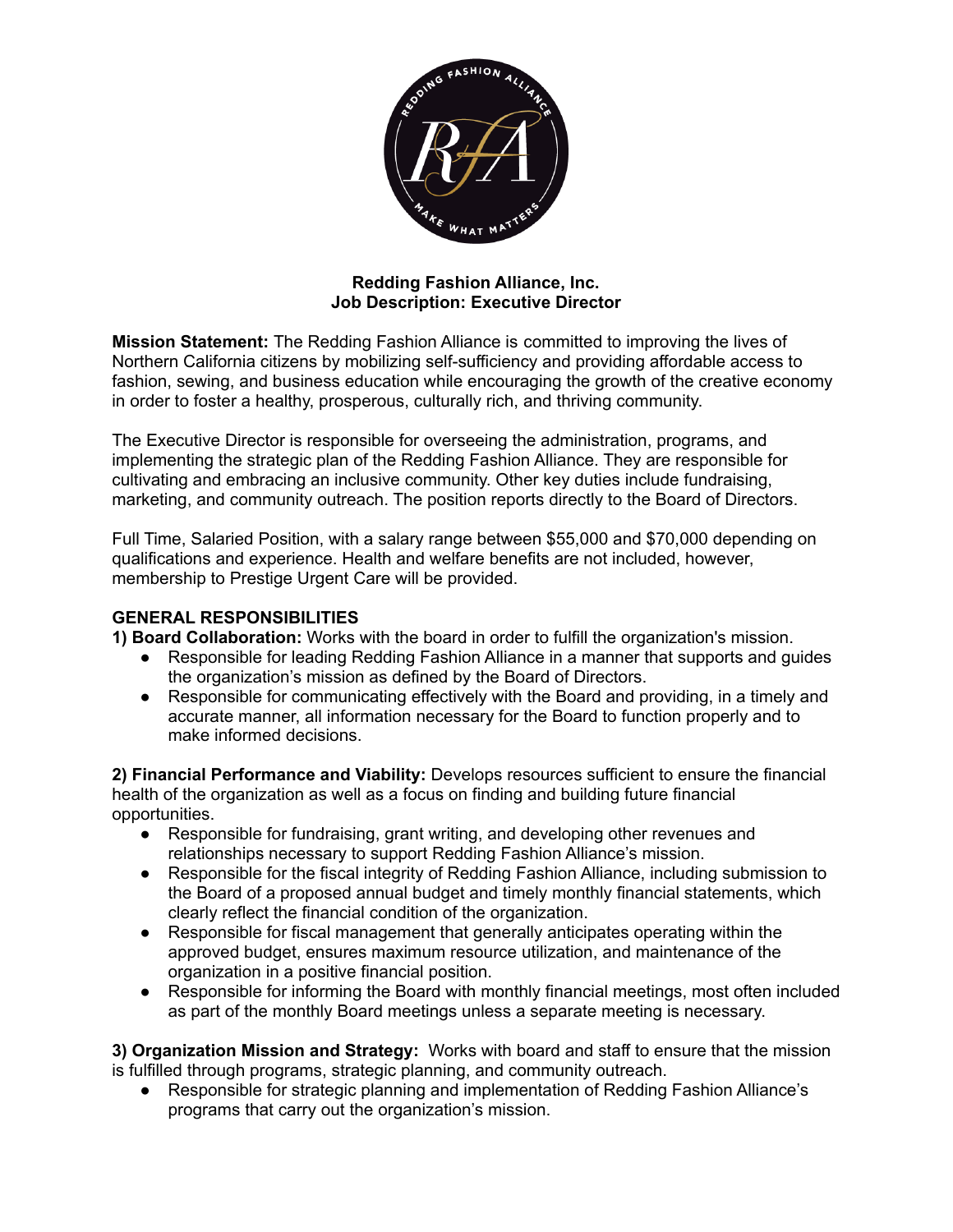**Redding Fashion Alliance, Inc.**
**Job Description: Executive Director**

**Mission Statement:** The Redding Fashion Alliance is committed to improving the lives of Northern California citizens by mobilizing self-sufficiency and providing affordable access to fashion, sewing, and business education while encouraging the growth of the creative economy in order to foster a healthy, prosperous, culturally rich, and thriving community.

The Executive Director is responsible for overseeing the administration, programs, and implementing the strategic plan of the Redding Fashion Alliance. They are responsible for cultivating and embracing an inclusive community. Other key duties include fundraising, marketing, and community outreach. The position reports directly to the Board of Directors.

Full Time, Salaried Position, with a salary range between $55,000 and $70,000 depending on qualifications and experience. Health and welfare benefits are not included, however, membership to Prestige Urgent Care will be provided.

**GENERAL RESPONSIBILITIES**

**1) Board Collaboration:** Works with the board in order to fulfill the organization's mission.

- Responsible for leading Redding Fashion Alliance in a manner that supports and guides the organization's mission as defined by the Board of Directors.
- Responsible for communicating effectively with the Board and providing, in a timely and accurate manner, all information necessary for the Board to function properly and to make informed decisions.

**2) Financial Performance and Viability:** Develops resources sufficient to ensure the financial health of the organization as well as a focus on finding and building future financial opportunities.

- Responsible for fundraising, grant writing, and developing other revenues and relationships necessary to support Redding Fashion Alliance's mission.
- Responsible for the fiscal integrity of Redding Fashion Alliance, including submission to the Board of a proposed annual budget and timely monthly financial statements, which clearly reflect the financial condition of the organization.
- Responsible for fiscal management that generally anticipates operating within the approved budget, ensures maximum resource utilization, and maintenance of the organization in a positive financial position.
- Responsible for informing the Board with monthly financial meetings, most often included as part of the monthly Board meetings unless a separate meeting is necessary.

**3) Organization Mission and Strategy:** Works with board and staff to ensure that the mission is fulfilled through programs, strategic planning, and community outreach.

- Responsible for strategic planning and implementation of Redding Fashion Alliance's programs that carry out the organization's mission.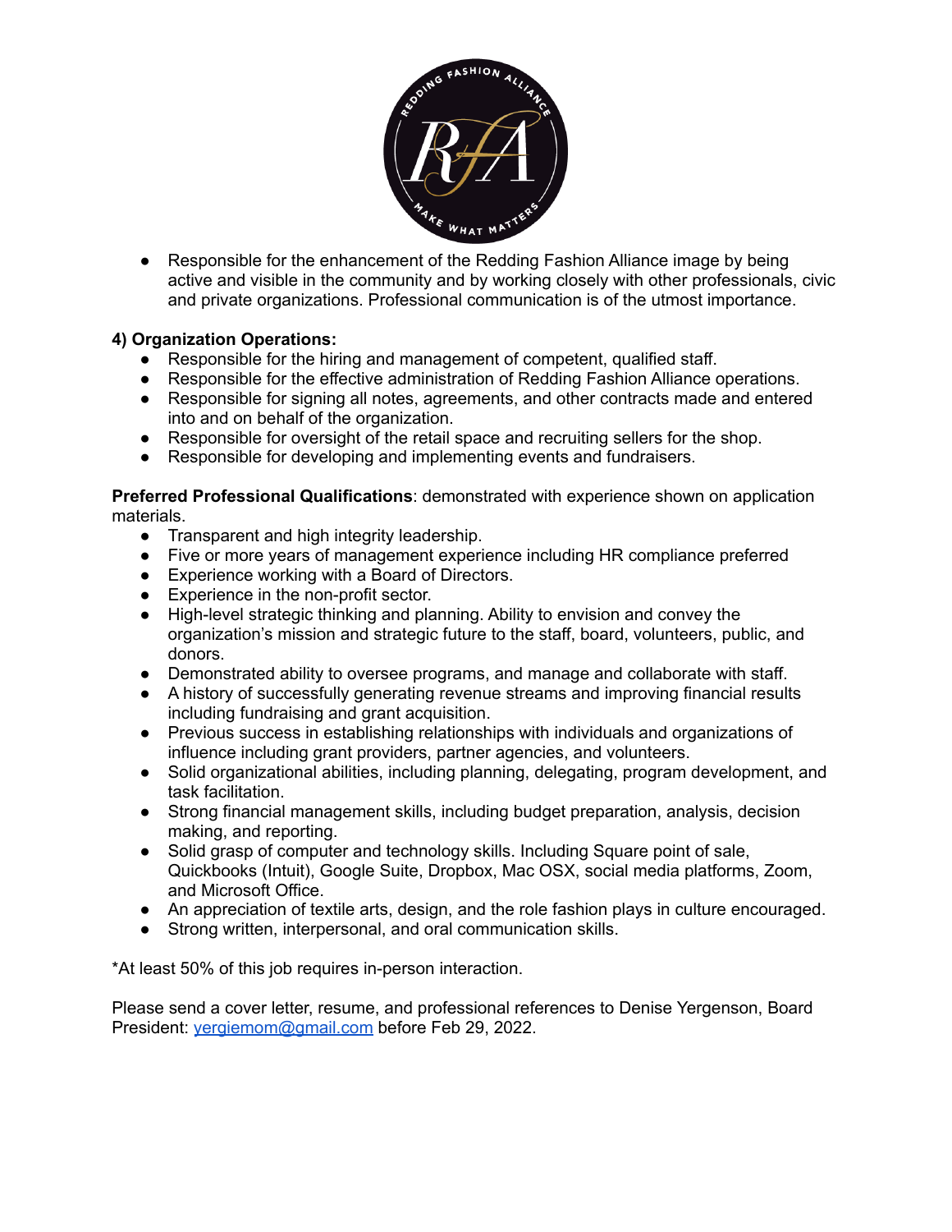- Responsible for the enhancement of the Redding Fashion Alliance image by being active and visible in the community and by working closely with other professionals, civic and private organizations. Professional communication is of the utmost importance.

**4) Organization Operations:**

- Responsible for the hiring and management of competent, qualified staff.
- Responsible for the effective administration of Redding Fashion Alliance operations.
- Responsible for signing all notes, agreements, and other contracts made and entered into and on behalf of the organization.
- Responsible for oversight of the retail space and recruiting sellers for the shop.
- Responsible for developing and implementing events and fundraisers.

**Preferred Professional Qualifications**: demonstrated with experience shown on application materials.

- Transparent and high integrity leadership.
- Five or more years of management experience including HR compliance preferred
- Experience working with a Board of Directors.
- Experience in the non-profit sector.
- High-level strategic thinking and planning. Ability to envision and convey the organization's mission and strategic future to the staff, board, volunteers, public, and donors.
- Demonstrated ability to oversee programs, and manage and collaborate with staff.
- A history of successfully generating revenue streams and improving financial results including fundraising and grant acquisition.
- Previous success in establishing relationships with individuals and organizations of influence including grant providers, partner agencies, and volunteers.
- Solid organizational abilities, including planning, delegating, program development, and task facilitation.
- Strong financial management skills, including budget preparation, analysis, decision making, and reporting.
- Solid grasp of computer and technology skills. Including Square point of sale, Quickbooks (Intuit), Google Suite, Dropbox, Mac OSX, social media platforms, Zoom, and Microsoft Office.
- An appreciation of textile arts, design, and the role fashion plays in culture encouraged.
- Strong written, interpersonal, and oral communication skills.

*At least 50% of this job requires in-person interaction.

Please send a cover letter, resume, and professional references to Denise Yergenson, Board President: yergiemom@gmail.com before Feb 29, 2022.